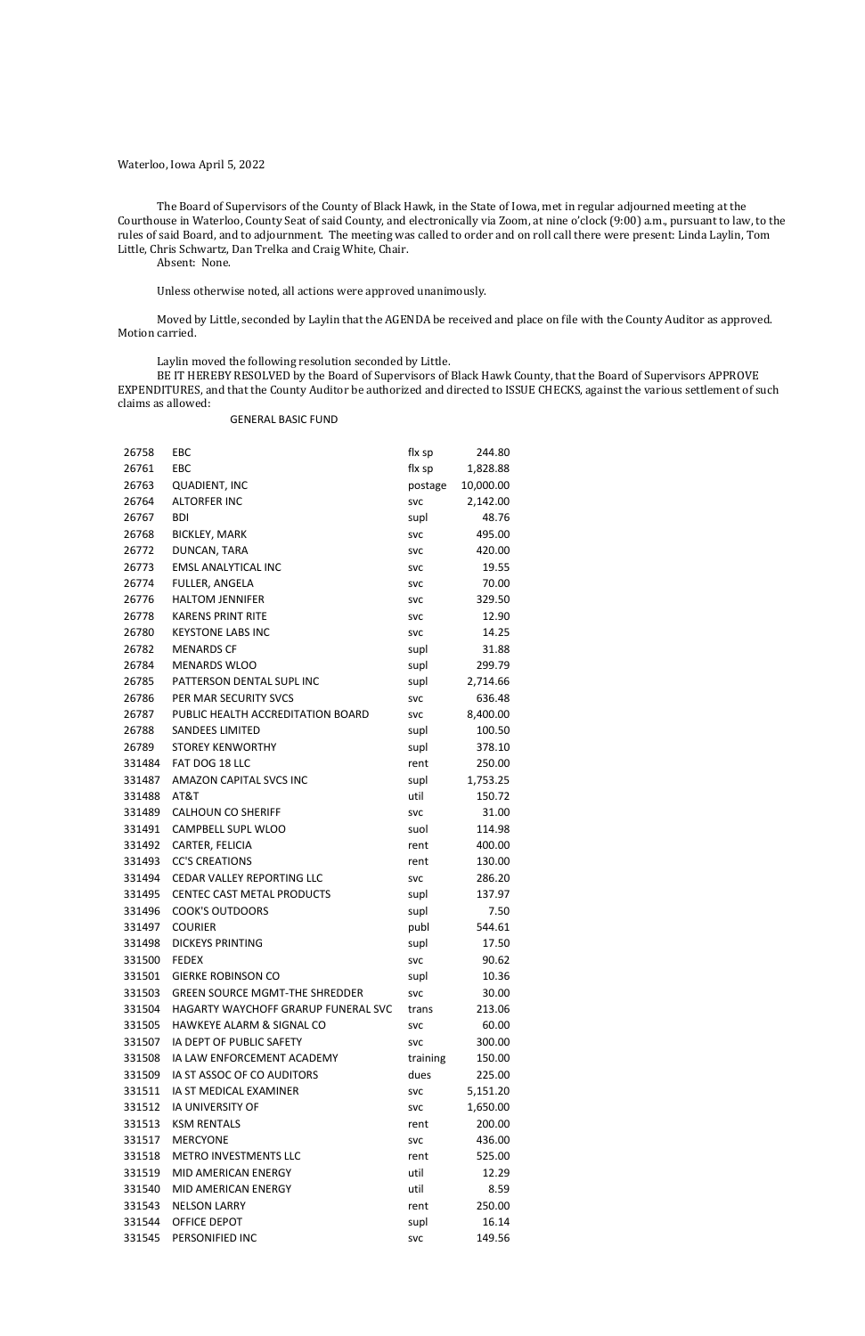Waterloo, Iowa April 5, 2022

The Board of Supervisors of the County of Black Hawk, in the State of Iowa, met in regular adjourned meeting at the Courthouse in Waterloo, County Seat of said County, and electronically via Zoom, at nine o'clock (9:00) a.m., pursuant to law, to the rules of said Board, and to adjournment. The meeting was called to order and on roll call there were present: Linda Laylin, Tom Little, Chris Schwartz, Dan Trelka and Craig White, Chair.
Absent: None.

Unless otherwise noted, all actions were approved unanimously.

Moved by Little, seconded by Laylin that the AGENDA be received and place on file with the County Auditor as approved. Motion carried.

Laylin moved the following resolution seconded by Little.
BE IT HEREBY RESOLVED by the Board of Supervisors of Black Hawk County, that the Board of Supervisors APPROVE EXPENDITURES, and that the County Auditor be authorized and directed to ISSUE CHECKS, against the various settlement of such claims as allowed:

GENERAL BASIC FUND

| | | | |
|---|---|---|---|
| 26758 | EBC | flx sp | 244.80 |
| 26761 | EBC | flx sp | 1,828.88 |
| 26763 | QUADIENT, INC | postage | 10,000.00 |
| 26764 | ALTORFER INC | svc | 2,142.00 |
| 26767 | BDI | supl | 48.76 |
| 26768 | BICKLEY, MARK | svc | 495.00 |
| 26772 | DUNCAN, TARA | svc | 420.00 |
| 26773 | EMSL ANALYTICAL INC | svc | 19.55 |
| 26774 | FULLER, ANGELA | svc | 70.00 |
| 26776 | HALTOM JENNIFER | svc | 329.50 |
| 26778 | KARENS PRINT RITE | svc | 12.90 |
| 26780 | KEYSTONE LABS INC | svc | 14.25 |
| 26782 | MENARDS CF | supl | 31.88 |
| 26784 | MENARDS WLOO | supl | 299.79 |
| 26785 | PATTERSON DENTAL SUPL INC | supl | 2,714.66 |
| 26786 | PER MAR SECURITY SVCS | svc | 636.48 |
| 26787 | PUBLIC HEALTH ACCREDITATION BOARD | svc | 8,400.00 |
| 26788 | SANDEES LIMITED | supl | 100.50 |
| 26789 | STOREY KENWORTHY | supl | 378.10 |
| 331484 | FAT DOG 18 LLC | rent | 250.00 |
| 331487 | AMAZON CAPITAL SVCS INC | supl | 1,753.25 |
| 331488 | AT&T | util | 150.72 |
| 331489 | CALHOUN CO SHERIFF | svc | 31.00 |
| 331491 | CAMPBELL SUPL WLOO | suol | 114.98 |
| 331492 | CARTER, FELICIA | rent | 400.00 |
| 331493 | CC'S CREATIONS | rent | 130.00 |
| 331494 | CEDAR VALLEY REPORTING LLC | svc | 286.20 |
| 331495 | CENTEC CAST METAL PRODUCTS | supl | 137.97 |
| 331496 | COOK'S OUTDOORS | supl | 7.50 |
| 331497 | COURIER | publ | 544.61 |
| 331498 | DICKEYS PRINTING | supl | 17.50 |
| 331500 | FEDEX | svc | 90.62 |
| 331501 | GIERKE ROBINSON CO | supl | 10.36 |
| 331503 | GREEN SOURCE MGMT-THE SHREDDER | svc | 30.00 |
| 331504 | HAGARTY WAYCHOFF GRARUP FUNERAL SVC | trans | 213.06 |
| 331505 | HAWKEYE ALARM & SIGNAL CO | svc | 60.00 |
| 331507 | IA DEPT OF PUBLIC SAFETY | svc | 300.00 |
| 331508 | IA LAW ENFORCEMENT ACADEMY | training | 150.00 |
| 331509 | IA ST ASSOC OF CO AUDITORS | dues | 225.00 |
| 331511 | IA ST MEDICAL EXAMINER | svc | 5,151.20 |
| 331512 | IA UNIVERSITY OF | svc | 1,650.00 |
| 331513 | KSM RENTALS | rent | 200.00 |
| 331517 | MERCYONE | svc | 436.00 |
| 331518 | METRO INVESTMENTS LLC | rent | 525.00 |
| 331519 | MID AMERICAN ENERGY | util | 12.29 |
| 331540 | MID AMERICAN ENERGY | util | 8.59 |
| 331543 | NELSON LARRY | rent | 250.00 |
| 331544 | OFFICE DEPOT | supl | 16.14 |
| 331545 | PERSONIFIED INC | svc | 149.56 |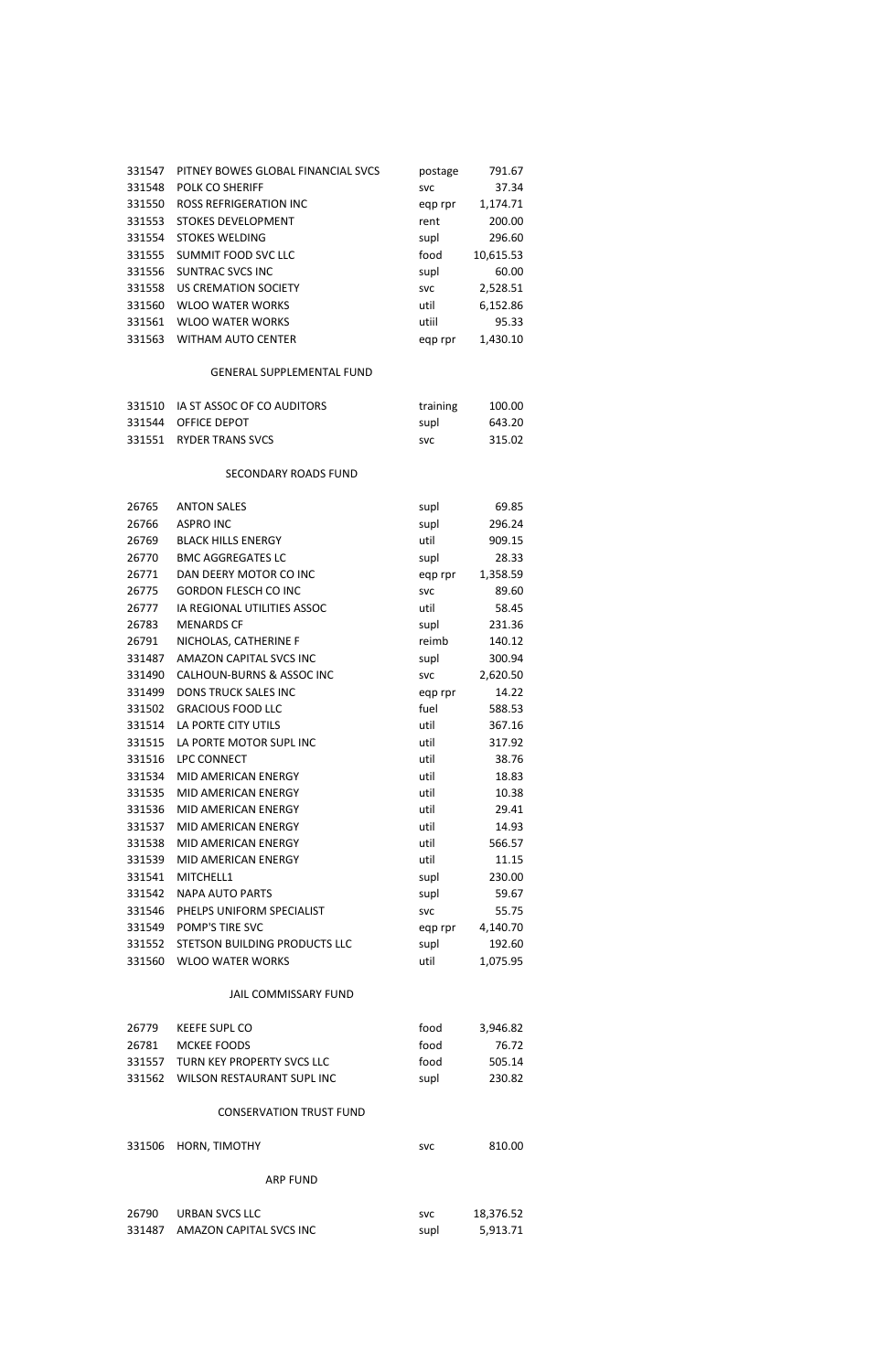| | | | |
|---|---|---|---|
| 331547 | PITNEY BOWES GLOBAL FINANCIAL SVCS | postage | 791.67 |
| 331548 | POLK CO SHERIFF | svc | 37.34 |
| 331550 | ROSS REFRIGERATION INC | eqp rpr | 1,174.71 |
| 331553 | STOKES DEVELOPMENT | rent | 200.00 |
| 331554 | STOKES WELDING | supl | 296.60 |
| 331555 | SUMMIT FOOD SVC LLC | food | 10,615.53 |
| 331556 | SUNTRAC SVCS INC | supl | 60.00 |
| 331558 | US CREMATION SOCIETY | svc | 2,528.51 |
| 331560 | WLOO WATER WORKS | util | 6,152.86 |
| 331561 | WLOO WATER WORKS | utiil | 95.33 |
| 331563 | WITHAM AUTO CENTER | eqp rpr | 1,430.10 |

GENERAL SUPPLEMENTAL FUND

| | | | |
|---|---|---|---|
| 331510 | IA ST ASSOC OF CO AUDITORS | training | 100.00 |
| 331544 | OFFICE DEPOT | supl | 643.20 |
| 331551 | RYDER TRANS SVCS | svc | 315.02 |

SECONDARY ROADS FUND

| | | | |
|---|---|---|---|
| 26765 | ANTON SALES | supl | 69.85 |
| 26766 | ASPRO INC | supl | 296.24 |
| 26769 | BLACK HILLS ENERGY | util | 909.15 |
| 26770 | BMC AGGREGATES LC | supl | 28.33 |
| 26771 | DAN DEERY MOTOR CO INC | eqp rpr | 1,358.59 |
| 26775 | GORDON FLESCH CO INC | svc | 89.60 |
| 26777 | IA REGIONAL UTILITIES ASSOC | util | 58.45 |
| 26783 | MENARDS CF | supl | 231.36 |
| 26791 | NICHOLAS, CATHERINE F | reimb | 140.12 |
| 331487 | AMAZON CAPITAL SVCS INC | supl | 300.94 |
| 331490 | CALHOUN-BURNS & ASSOC INC | svc | 2,620.50 |
| 331499 | DONS TRUCK SALES INC | eqp rpr | 14.22 |
| 331502 | GRACIOUS FOOD LLC | fuel | 588.53 |
| 331514 | LA PORTE CITY UTILS | util | 367.16 |
| 331515 | LA PORTE MOTOR SUPL INC | util | 317.92 |
| 331516 | LPC CONNECT | util | 38.76 |
| 331534 | MID AMERICAN ENERGY | util | 18.83 |
| 331535 | MID AMERICAN ENERGY | util | 10.38 |
| 331536 | MID AMERICAN ENERGY | util | 29.41 |
| 331537 | MID AMERICAN ENERGY | util | 14.93 |
| 331538 | MID AMERICAN ENERGY | util | 566.57 |
| 331539 | MID AMERICAN ENERGY | util | 11.15 |
| 331541 | MITCHELL1 | supl | 230.00 |
| 331542 | NAPA AUTO PARTS | supl | 59.67 |
| 331546 | PHELPS UNIFORM SPECIALIST | svc | 55.75 |
| 331549 | POMP'S TIRE SVC | eqp rpr | 4,140.70 |
| 331552 | STETSON BUILDING PRODUCTS LLC | supl | 192.60 |
| 331560 | WLOO WATER WORKS | util | 1,075.95 |

JAIL COMMISSARY FUND

| | | | |
|---|---|---|---|
| 26779 | KEEFE SUPL CO | food | 3,946.82 |
| 26781 | MCKEE FOODS | food | 76.72 |
| 331557 | TURN KEY PROPERTY SVCS LLC | food | 505.14 |
| 331562 | WILSON RESTAURANT SUPL INC | supl | 230.82 |

CONSERVATION TRUST FUND

| | | | |
|---|---|---|---|
| 331506 | HORN, TIMOTHY | svc | 810.00 |

ARP FUND

| | | | |
|---|---|---|---|
| 26790 | URBAN SVCS LLC | svc | 18,376.52 |
| 331487 | AMAZON CAPITAL SVCS INC | supl | 5,913.71 |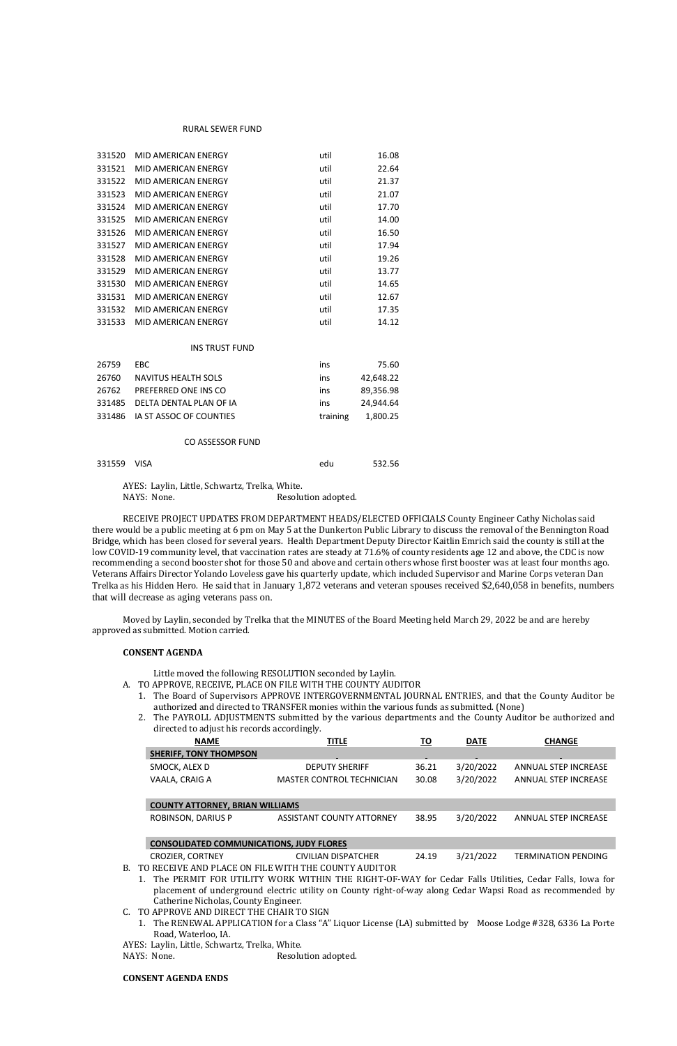RURAL SEWER FUND

| | | | |
|---|---|---|---|
| 331520 | MID AMERICAN ENERGY | util | 16.08 |
| 331521 | MID AMERICAN ENERGY | util | 22.64 |
| 331522 | MID AMERICAN ENERGY | util | 21.37 |
| 331523 | MID AMERICAN ENERGY | util | 21.07 |
| 331524 | MID AMERICAN ENERGY | util | 17.70 |
| 331525 | MID AMERICAN ENERGY | util | 14.00 |
| 331526 | MID AMERICAN ENERGY | util | 16.50 |
| 331527 | MID AMERICAN ENERGY | util | 17.94 |
| 331528 | MID AMERICAN ENERGY | util | 19.26 |
| 331529 | MID AMERICAN ENERGY | util | 13.77 |
| 331530 | MID AMERICAN ENERGY | util | 14.65 |
| 331531 | MID AMERICAN ENERGY | util | 12.67 |
| 331532 | MID AMERICAN ENERGY | util | 17.35 |
| 331533 | MID AMERICAN ENERGY | util | 14.12 |

INS TRUST FUND

| | | | |
|---|---|---|---|
| 26759 | EBC | ins | 75.60 |
| 26760 | NAVITUS HEALTH SOLS | ins | 42,648.22 |
| 26762 | PREFERRED ONE INS CO | ins | 89,356.98 |
| 331485 | DELTA DENTAL PLAN OF IA | ins | 24,944.64 |
| 331486 | IA ST ASSOC OF COUNTIES | training | 1,800.25 |

CO ASSESSOR FUND

| | | | |
|---|---|---|---|
| 331559 | VISA | edu | 532.56 |

AYES: Laylin, Little, Schwartz, Trelka, White.
NAYS: None. Resolution adopted.

RECEIVE PROJECT UPDATES FROM DEPARTMENT HEADS/ELECTED OFFICIALS County Engineer Cathy Nicholas said there would be a public meeting at 6 pm on May 5 at the Dunkerton Public Library to discuss the removal of the Bennington Road Bridge, which has been closed for several years. Health Department Deputy Director Kaitlin Emrich said the county is still at the low COVID-19 community level, that vaccination rates are steady at 71.6% of county residents age 12 and above, the CDC is now recommending a second booster shot for those 50 and above and certain others whose first booster was at least four months ago. Veterans Affairs Director Yolando Loveless gave his quarterly update, which included Supervisor and Marine Corps veteran Dan Trelka as his Hidden Hero. He said that in January 1,872 veterans and veteran spouses received $2,640,058 in benefits, numbers that will decrease as aging veterans pass on.

Moved by Laylin, seconded by Trelka that the MINUTES of the Board Meeting held March 29, 2022 be and are hereby approved as submitted. Motion carried.

**CONSENT AGENDA**

Little moved the following RESOLUTION seconded by Laylin.

A. TO APPROVE, RECEIVE, PLACE ON FILE WITH THE COUNTY AUDITOR
   1. The Board of Supervisors APPROVE INTERGOVERNMENTAL JOURNAL ENTRIES, and that the County Auditor be authorized and directed to TRANSFER monies within the various funds as submitted. (None)
   2. The PAYROLL ADJUSTMENTS submitted by the various departments and the County Auditor be authorized and directed to adjust his records accordingly.

| NAME | TITLE | TO | DATE | CHANGE |
|---|---|---|---|---|
| **SHERIFF, TONY THOMPSON** | - | - | - | - |
| SMOCK, ALEX D | DEPUTY SHERIFF | 36.21 | 3/20/2022 | ANNUAL STEP INCREASE |
| VAALA, CRAIG A | MASTER CONTROL TECHNICIAN | 30.08 | 3/20/2022 | ANNUAL STEP INCREASE |
| **COUNTY ATTORNEY, BRIAN WILLIAMS** | | | | |
| ROBINSON, DARIUS P | ASSISTANT COUNTY ATTORNEY | 38.95 | 3/20/2022 | ANNUAL STEP INCREASE |
| **CONSOLIDATED COMMUNICATIONS, JUDY FLORES** | | | | |
| CROZIER, CORTNEY | CIVILIAN DISPATCHER | 24.19 | 3/21/2022 | TERMINATION PENDING |

B. TO RECEIVE AND PLACE ON FILE WITH THE COUNTY AUDITOR
   1. The PERMIT FOR UTILITY WORK WITHIN THE RIGHT-OF-WAY for Cedar Falls Utilities, Cedar Falls, Iowa for placement of underground electric utility on County right-of-way along Cedar Wapsi Road as recommended by Catherine Nicholas, County Engineer.

C. TO APPROVE AND DIRECT THE CHAIR TO SIGN
   1. The RENEWAL APPLICATION for a Class "A" Liquor License (LA) submitted by Moose Lodge #328, 6336 La Porte Road, Waterloo, IA.

AYES: Laylin, Little, Schwartz, Trelka, White.
NAYS: None. Resolution adopted.

**CONSENT AGENDA ENDS**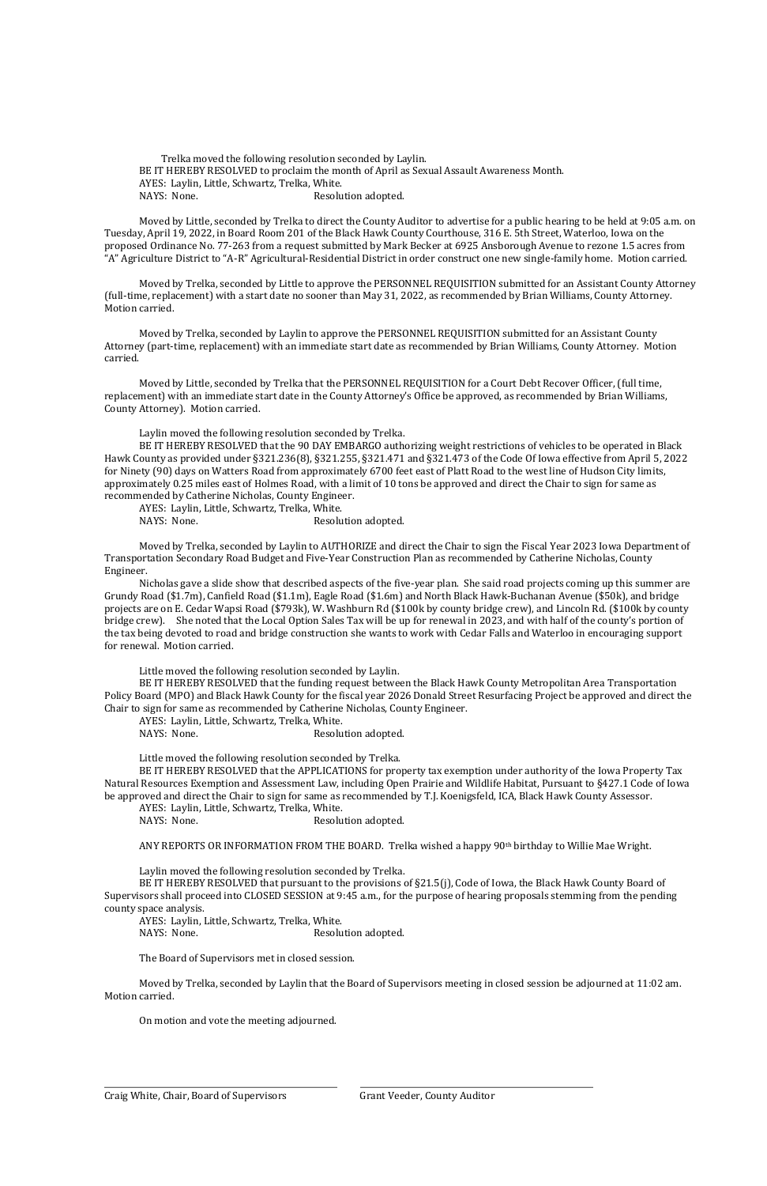Trelka moved the following resolution seconded by Laylin.

BE IT HEREBY RESOLVED to proclaim the month of April as Sexual Assault Awareness Month.

AYES: Laylin, Little, Schwartz, Trelka, White.

NAYS: None. Resolution adopted.

Moved by Little, seconded by Trelka to direct the County Auditor to advertise for a public hearing to be held at 9:05 a.m. on Tuesday, April 19, 2022, in Board Room 201 of the Black Hawk County Courthouse, 316 E. 5th Street, Waterloo, Iowa on the proposed Ordinance No. 77-263 from a request submitted by Mark Becker at 6925 Ansborough Avenue to rezone 1.5 acres from "A" Agriculture District to "A-R" Agricultural-Residential District in order construct one new single-family home. Motion carried.

Moved by Trelka, seconded by Little to approve the PERSONNEL REQUISITION submitted for an Assistant County Attorney (full-time, replacement) with a start date no sooner than May 31, 2022, as recommended by Brian Williams, County Attorney. Motion carried.

Moved by Trelka, seconded by Laylin to approve the PERSONNEL REQUISITION submitted for an Assistant County Attorney (part-time, replacement) with an immediate start date as recommended by Brian Williams, County Attorney. Motion carried.

Moved by Little, seconded by Trelka that the PERSONNEL REQUISITION for a Court Debt Recover Officer, (full time, replacement) with an immediate start date in the County Attorney's Office be approved, as recommended by Brian Williams, County Attorney). Motion carried.

Laylin moved the following resolution seconded by Trelka.

BE IT HEREBY RESOLVED that the 90 DAY EMBARGO authorizing weight restrictions of vehicles to be operated in Black Hawk County as provided under §321.236(8), §321.255, §321.471 and §321.473 of the Code Of Iowa effective from April 5, 2022 for Ninety (90) days on Watters Road from approximately 6700 feet east of Platt Road to the west line of Hudson City limits, approximately 0.25 miles east of Holmes Road, with a limit of 10 tons be approved and direct the Chair to sign for same as recommended by Catherine Nicholas, County Engineer.

AYES: Laylin, Little, Schwartz, Trelka, White.

NAYS: None. Resolution adopted.

Moved by Trelka, seconded by Laylin to AUTHORIZE and direct the Chair to sign the Fiscal Year 2023 Iowa Department of Transportation Secondary Road Budget and Five-Year Construction Plan as recommended by Catherine Nicholas, County Engineer.

Nicholas gave a slide show that described aspects of the five-year plan. She said road projects coming up this summer are Grundy Road ($1.7m), Canfield Road ($1.1m), Eagle Road ($1.6m) and North Black Hawk-Buchanan Avenue ($50k), and bridge projects are on E. Cedar Wapsi Road ($793k), W. Washburn Rd ($100k by county bridge crew), and Lincoln Rd. ($100k by county bridge crew). She noted that the Local Option Sales Tax will be up for renewal in 2023, and with half of the county's portion of the tax being devoted to road and bridge construction she wants to work with Cedar Falls and Waterloo in encouraging support for renewal. Motion carried.

Little moved the following resolution seconded by Laylin.

BE IT HEREBY RESOLVED that the funding request between the Black Hawk County Metropolitan Area Transportation Policy Board (MPO) and Black Hawk County for the fiscal year 2026 Donald Street Resurfacing Project be approved and direct the Chair to sign for same as recommended by Catherine Nicholas, County Engineer.

AYES: Laylin, Little, Schwartz, Trelka, White.

NAYS: None. Resolution adopted.

Little moved the following resolution seconded by Trelka.

BE IT HEREBY RESOLVED that the APPLICATIONS for property tax exemption under authority of the Iowa Property Tax Natural Resources Exemption and Assessment Law, including Open Prairie and Wildlife Habitat, Pursuant to §427.1 Code of Iowa be approved and direct the Chair to sign for same as recommended by T.J. Koenigsfeld, ICA, Black Hawk County Assessor.

AYES: Laylin, Little, Schwartz, Trelka, White.

NAYS: None. Resolution adopted.

ANY REPORTS OR INFORMATION FROM THE BOARD. Trelka wished a happy 90th birthday to Willie Mae Wright.

Laylin moved the following resolution seconded by Trelka.

BE IT HEREBY RESOLVED that pursuant to the provisions of §21.5(j), Code of Iowa, the Black Hawk County Board of Supervisors shall proceed into CLOSED SESSION at 9:45 a.m., for the purpose of hearing proposals stemming from the pending county space analysis.

AYES: Laylin, Little, Schwartz, Trelka, White.

NAYS: None. Resolution adopted.

The Board of Supervisors met in closed session.

Moved by Trelka, seconded by Laylin that the Board of Supervisors meeting in closed session be adjourned at 11:02 am. Motion carried.

On motion and vote the meeting adjourned.

Craig White, Chair, Board of Supervisors

Grant Veeder, County Auditor